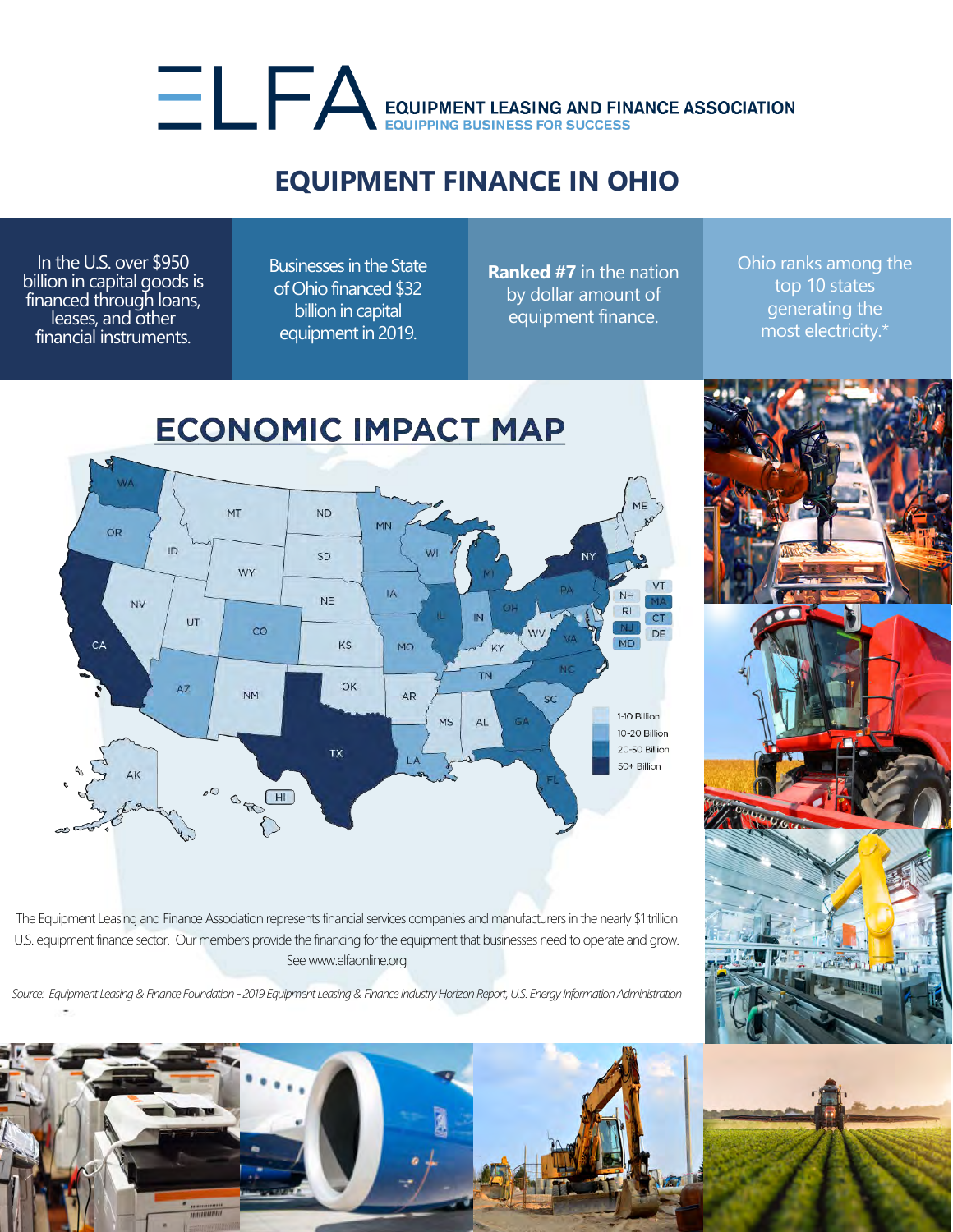# ELFA EQUIPMENT LEASING AND FINANCE ASSOCIATION

EQUIPPING BUSINESS FOR SUCCESS

## EQUIPMENT FINANCE IN OHIO

In the U.S. over $950 billion in capital goods is financed through loans, leases, and other financial instruments.

Businesses in the State of Ohio financed $32 billion in capital equipment in 2019.

**Ranked #7** in the nation by dollar amount of equipment finance.

Ohio ranks among the top 10 states generating the most electricity.*

## ECONOMIC IMPACT MAP

- 1-10 Billion
- 10-20 Billion
- 20-50 Billion
- 50+ Billion

The Equipment Leasing and Finance Association represents financial services companies and manufacturers in the nearly $1 trillion U.S. equipment finance sector. Our members provide the financing for the equipment that businesses need to operate and grow. See www.elfaonline.org

*Source: Equipment Leasing & Finance Foundation - 2019 Equipment Leasing & Finance Industry Horizon Report, U.S. Energy Information Administration*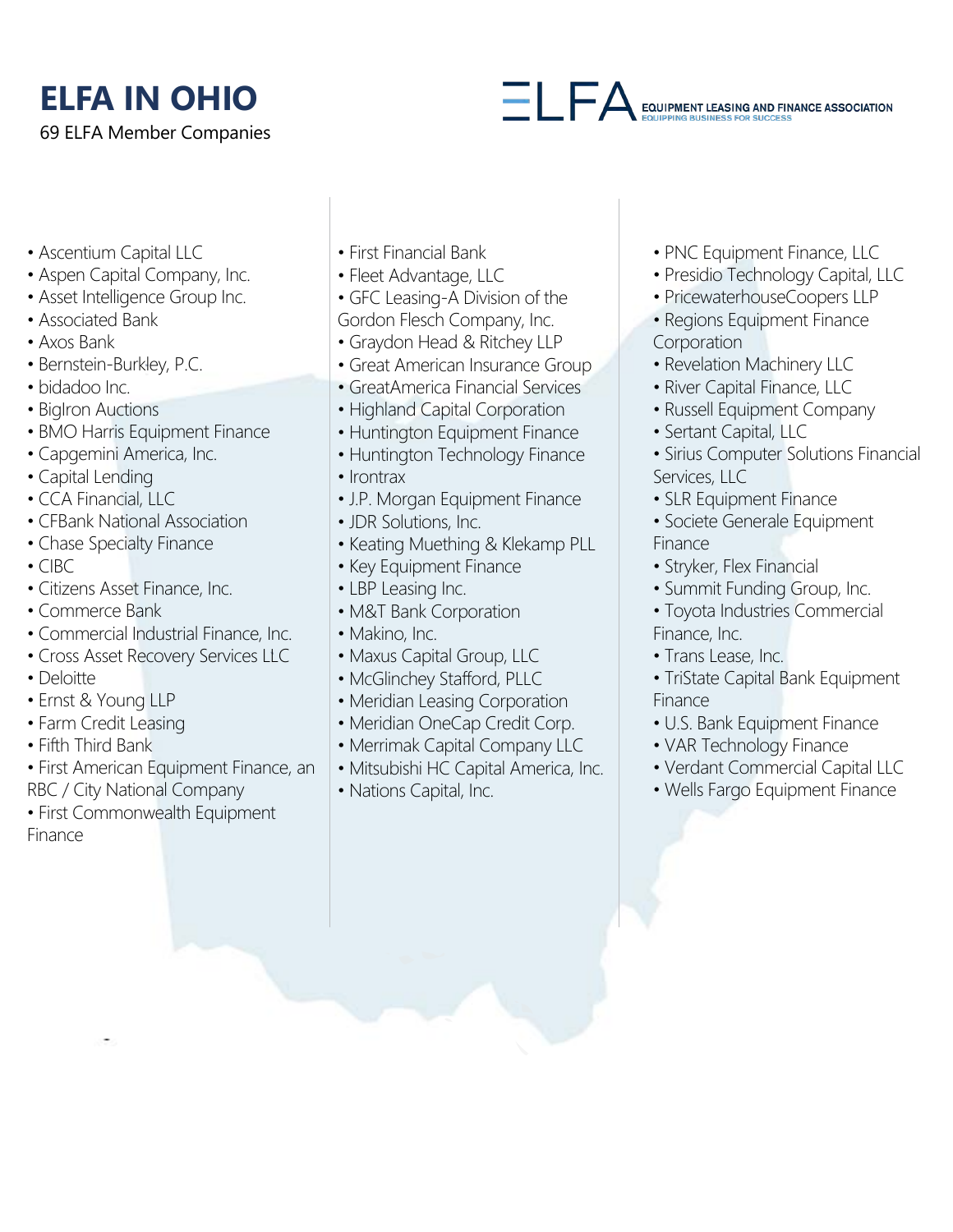# ELFA IN OHIO

69 ELFA Member Companies

ELFA EQUIPMENT LEASING AND FINANCE ASSOCIATION
EQUIPPING BUSINESS FOR SUCCESS

- Ascentium Capital LLC
- Aspen Capital Company, Inc.
- Asset Intelligence Group Inc.
- Associated Bank
- Axos Bank
- Bernstein-Burkley, P.C.
- bidadoo Inc.
- BigIron Auctions
- BMO Harris Equipment Finance
- Capgemini America, Inc.
- Capital Lending
- CCA Financial, LLC
- CFBank National Association
- Chase Specialty Finance
- CIBC
- Citizens Asset Finance, Inc.
- Commerce Bank
- Commercial Industrial Finance, Inc.
- Cross Asset Recovery Services LLC
- Deloitte
- Ernst & Young LLP
- Farm Credit Leasing
- Fifth Third Bank
- First American Equipment Finance, an RBC / City National Company
- First Commonwealth Equipment Finance
- First Financial Bank
- Fleet Advantage, LLC
- GFC Leasing-A Division of the Gordon Flesch Company, Inc.
- Graydon Head & Ritchey LLP
- Great American Insurance Group
- GreatAmerica Financial Services
- Highland Capital Corporation
- Huntington Equipment Finance
- Huntington Technology Finance
- Irontrax
- J.P. Morgan Equipment Finance
- JDR Solutions, Inc.
- Keating Muething & Klekamp PLL
- Key Equipment Finance
- LBP Leasing Inc.
- M&T Bank Corporation
- Makino, Inc.
- Maxus Capital Group, LLC
- McGlinchey Stafford, PLLC
- Meridian Leasing Corporation
- Meridian OneCap Credit Corp.
- Merrimak Capital Company LLC
- Mitsubishi HC Capital America, Inc.
- Nations Capital, Inc.
- PNC Equipment Finance, LLC
- Presidio Technology Capital, LLC
- PricewaterhouseCoopers LLP
- Regions Equipment Finance Corporation
- Revelation Machinery LLC
- River Capital Finance, LLC
- Russell Equipment Company
- Sertant Capital, LLC
- Sirius Computer Solutions Financial Services, LLC
- SLR Equipment Finance
- Societe Generale Equipment Finance
- Stryker, Flex Financial
- Summit Funding Group, Inc.
- Toyota Industries Commercial Finance, Inc.
- Trans Lease, Inc.
- TriState Capital Bank Equipment Finance
- U.S. Bank Equipment Finance
- VAR Technology Finance
- Verdant Commercial Capital LLC
- Wells Fargo Equipment Finance